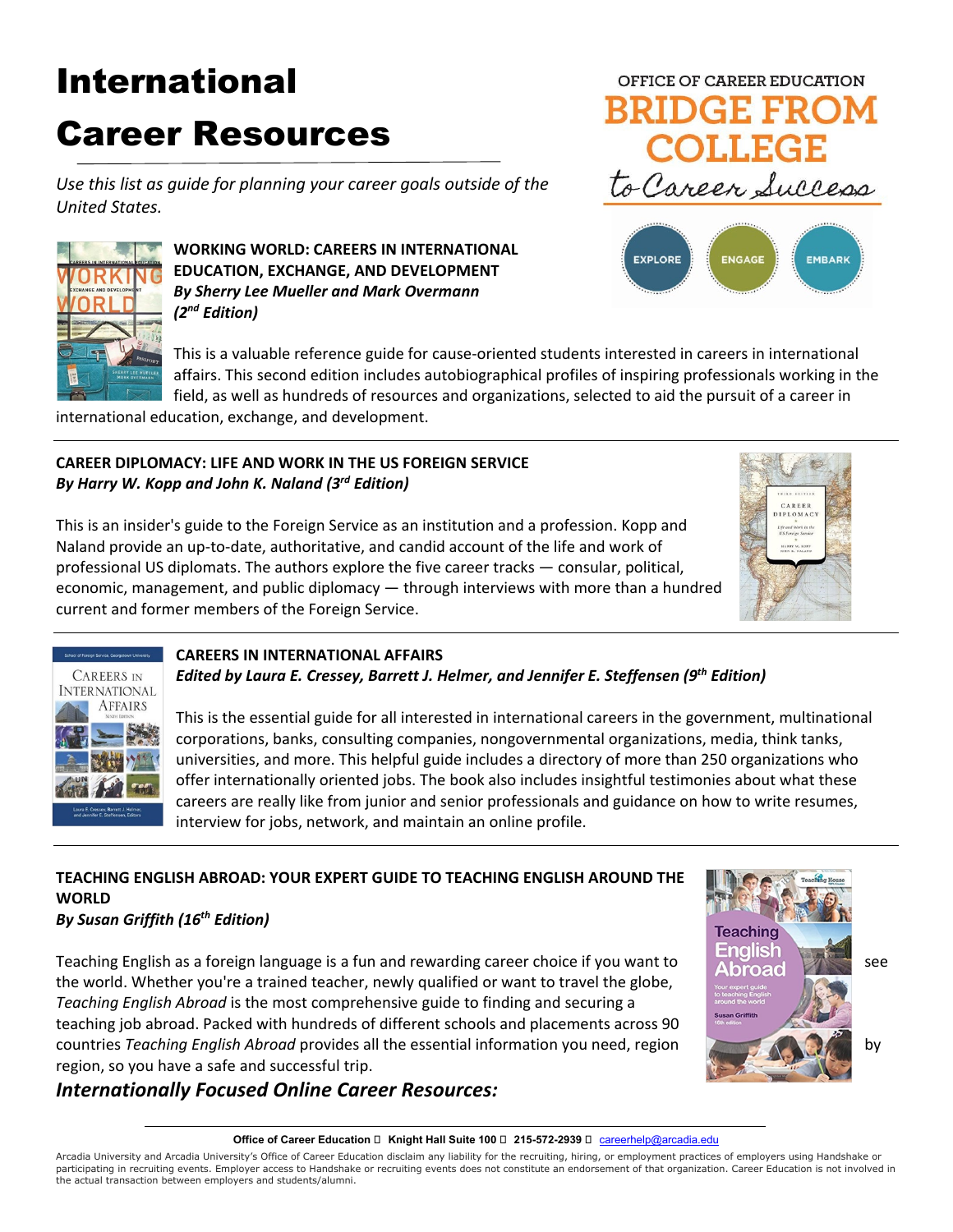# International Career Resources

*Use this list as guide for planning your career goals outside of the United States.*

OFFICE OF CAREER EDUCATION
BRIDGE FROM COLLEGE to Career Success

EXPLORE ENGAGE EMBARK

**WORKING WORLD: CAREERS IN INTERNATIONAL EDUCATION, EXCHANGE, AND DEVELOPMENT**
***By Sherry Lee Mueller and Mark Overmann (2nd Edition)***

This is a valuable reference guide for cause-oriented students interested in careers in international affairs. This second edition includes autobiographical profiles of inspiring professionals working in the field, as well as hundreds of resources and organizations, selected to aid the pursuit of a career in international education, exchange, and development.

---

**CAREER DIPLOMACY: LIFE AND WORK IN THE US FOREIGN SERVICE**
***By Harry W. Kopp and John K. Naland (3rd Edition)***

This is an insider's guide to the Foreign Service as an institution and a profession. Kopp and Naland provide an up-to-date, authoritative, and candid account of the life and work of professional US diplomats. The authors explore the five career tracks — consular, political, economic, management, and public diplomacy — through interviews with more than a hundred current and former members of the Foreign Service.

---

**CAREERS IN INTERNATIONAL AFFAIRS**
***Edited by Laura E. Cressey, Barrett J. Helmer, and Jennifer E. Steffensen (9th Edition)***

This is the essential guide for all interested in international careers in the government, multinational corporations, banks, consulting companies, nongovernmental organizations, media, think tanks, universities, and more. This helpful guide includes a directory of more than 250 organizations who offer internationally oriented jobs. The book also includes insightful testimonies about what these careers are really like from junior and senior professionals and guidance on how to write resumes, interview for jobs, network, and maintain an online profile.

---

**TEACHING ENGLISH ABROAD: YOUR EXPERT GUIDE TO TEACHING ENGLISH AROUND THE WORLD**
***By Susan Griffith (16th Edition)***

Teaching English as a foreign language is a fun and rewarding career choice if you want to see the world. Whether you're a trained teacher, newly qualified or want to travel the globe, *Teaching English Abroad* is the most comprehensive guide to finding and securing a teaching job abroad. Packed with hundreds of different schools and placements across 90 countries *Teaching English Abroad* provides all the essential information you need, region by region, so you have a safe and successful trip.

## *Internationally Focused Online Career Resources:*

**Office of Career Education • Knight Hall Suite 100 • 215-572-2939 • careerhelp@arcadia.edu**

Arcadia University and Arcadia University's Office of Career Education disclaim any liability for the recruiting, hiring, or employment practices of employers using Handshake or participating in recruiting events. Employer access to Handshake or recruiting events does not constitute an endorsement of that organization. Career Education is not involved in the actual transaction between employers and students/alumni.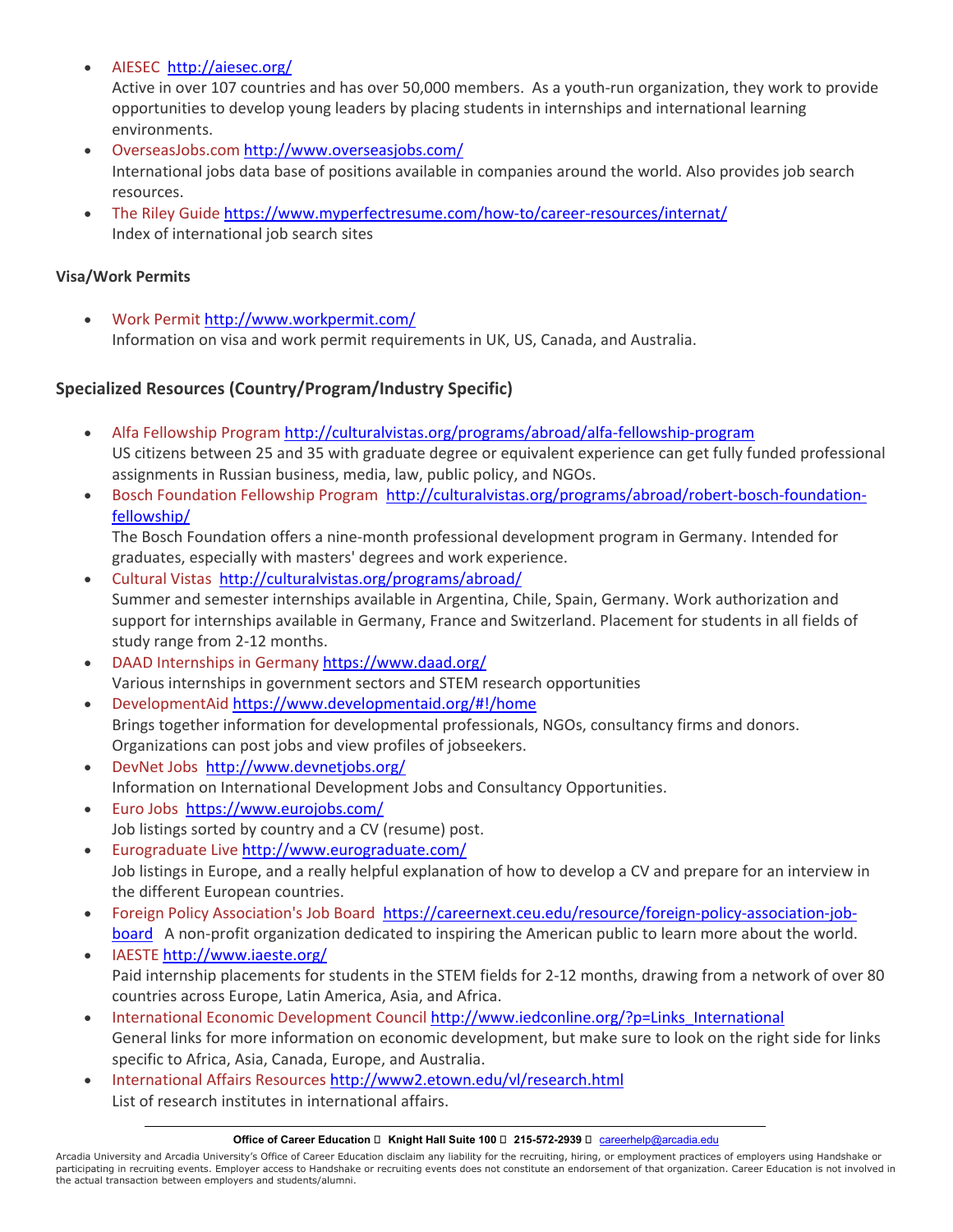- AIESEC http://aiesec.org/
  Active in over 107 countries and has over 50,000 members. As a youth-run organization, they work to provide opportunities to develop young leaders by placing students in internships and international learning environments.
- OverseasJobs.com http://www.overseasjobs.com/
  International jobs data base of positions available in companies around the world. Also provides job search resources.
- The Riley Guide https://www.myperfectresume.com/how-to/career-resources/internat/
  Index of international job search sites

**Visa/Work Permits**

- Work Permit http://www.workpermit.com/
  Information on visa and work permit requirements in UK, US, Canada, and Australia.

## Specialized Resources (Country/Program/Industry Specific)

- Alfa Fellowship Program http://culturalvistas.org/programs/abroad/alfa-fellowship-program
  US citizens between 25 and 35 with graduate degree or equivalent experience can get fully funded professional assignments in Russian business, media, law, public policy, and NGOs.
- Bosch Foundation Fellowship Program http://culturalvistas.org/programs/abroad/robert-bosch-foundation-fellowship/
  The Bosch Foundation offers a nine-month professional development program in Germany. Intended for graduates, especially with masters' degrees and work experience.
- Cultural Vistas http://culturalvistas.org/programs/abroad/
  Summer and semester internships available in Argentina, Chile, Spain, Germany. Work authorization and support for internships available in Germany, France and Switzerland. Placement for students in all fields of study range from 2-12 months.
- DAAD Internships in Germany https://www.daad.org/
  Various internships in government sectors and STEM research opportunities
- DevelopmentAid https://www.developmentaid.org/#!/home
  Brings together information for developmental professionals, NGOs, consultancy firms and donors. Organizations can post jobs and view profiles of jobseekers.
- DevNet Jobs http://www.devnetjobs.org/
  Information on International Development Jobs and Consultancy Opportunities.
- Euro Jobs https://www.eurojobs.com/
  Job listings sorted by country and a CV (resume) post.
- Eurograduate Live http://www.eurograduate.com/
  Job listings in Europe, and a really helpful explanation of how to develop a CV and prepare for an interview in the different European countries.
- Foreign Policy Association's Job Board https://careernext.ceu.edu/resource/foreign-policy-association-job-board A non-profit organization dedicated to inspiring the American public to learn more about the world.
- IAESTE http://www.iaeste.org/
  Paid internship placements for students in the STEM fields for 2-12 months, drawing from a network of over 80 countries across Europe, Latin America, Asia, and Africa.
- International Economic Development Council http://www.iedconline.org/?p=Links_International
  General links for more information on economic development, but make sure to look on the right side for links specific to Africa, Asia, Canada, Europe, and Australia.
- International Affairs Resources http://www2.etown.edu/vl/research.html
  List of research institutes in international affairs.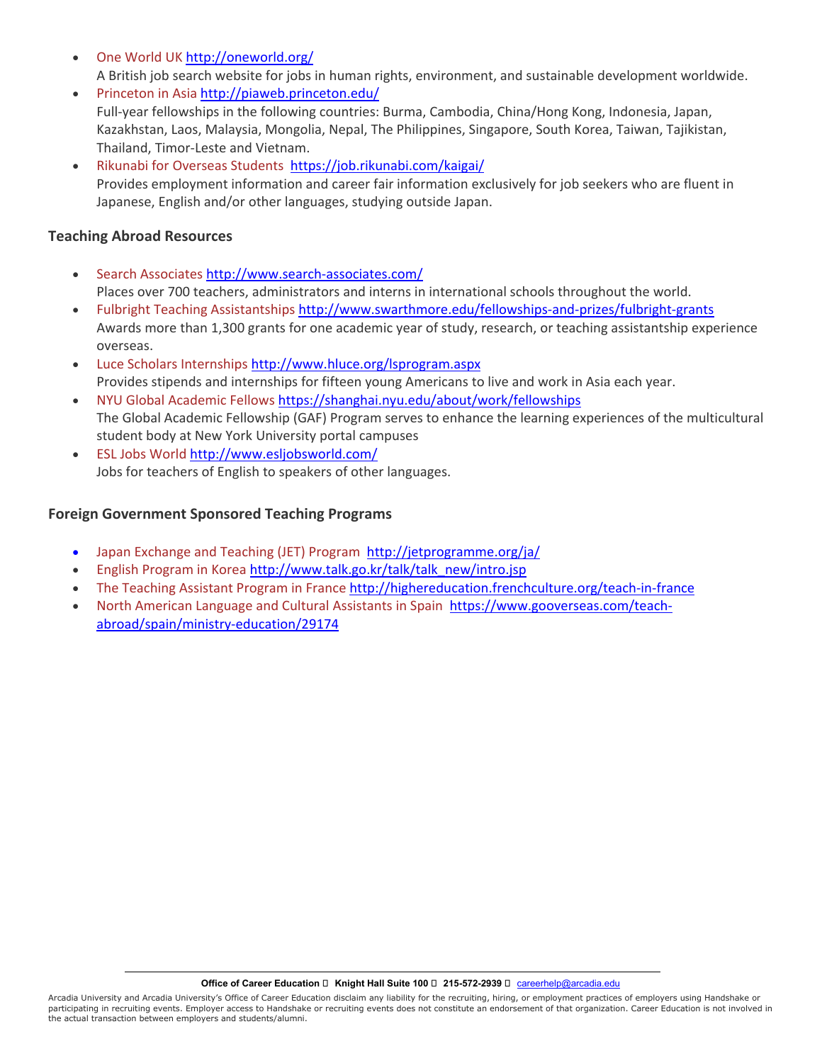- One World UK http://oneworld.org/
  A British job search website for jobs in human rights, environment, and sustainable development worldwide.
- Princeton in Asia http://piaweb.princeton.edu/
  Full-year fellowships in the following countries: Burma, Cambodia, China/Hong Kong, Indonesia, Japan, Kazakhstan, Laos, Malaysia, Mongolia, Nepal, The Philippines, Singapore, South Korea, Taiwan, Tajikistan, Thailand, Timor-Leste and Vietnam.
- Rikunabi for Overseas Students https://job.rikunabi.com/kaigai/
  Provides employment information and career fair information exclusively for job seekers who are fluent in Japanese, English and/or other languages, studying outside Japan.

## Teaching Abroad Resources

- Search Associates http://www.search-associates.com/
  Places over 700 teachers, administrators and interns in international schools throughout the world.
- Fulbright Teaching Assistantships http://www.swarthmore.edu/fellowships-and-prizes/fulbright-grants
  Awards more than 1,300 grants for one academic year of study, research, or teaching assistantship experience overseas.
- Luce Scholars Internships http://www.hluce.org/lsprogram.aspx
  Provides stipends and internships for fifteen young Americans to live and work in Asia each year.
- NYU Global Academic Fellows https://shanghai.nyu.edu/about/work/fellowships
  The Global Academic Fellowship (GAF) Program serves to enhance the learning experiences of the multicultural student body at New York University portal campuses
- ESL Jobs World http://www.esljobsworld.com/
  Jobs for teachers of English to speakers of other languages.

## Foreign Government Sponsored Teaching Programs

- Japan Exchange and Teaching (JET) Program http://jetprogramme.org/ja/
- English Program in Korea http://www.talk.go.kr/talk/talk_new/intro.jsp
- The Teaching Assistant Program in France http://highereducation.frenchculture.org/teach-in-france
- North American Language and Cultural Assistants in Spain https://www.gooverseas.com/teach-abroad/spain/ministry-education/29174

**Office of Career Education • Knight Hall Suite 100 • 215-572-2939 • careerhelp@arcadia.edu**

Arcadia University and Arcadia University's Office of Career Education disclaim any liability for the recruiting, hiring, or employment practices of employers using Handshake or participating in recruiting events. Employer access to Handshake or recruiting events does not constitute an endorsement of that organization. Career Education is not involved in the actual transaction between employers and students/alumni.